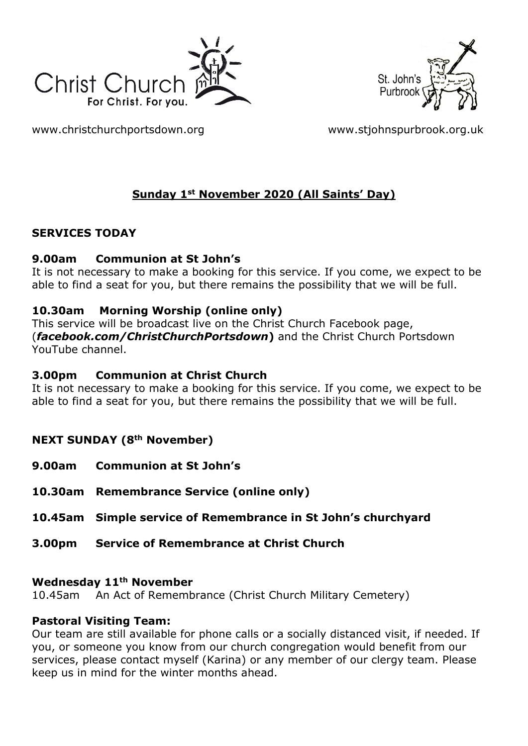Christ Church
For Christ. For you.

St. John's Purbrook

www.christchurchportsdown.org www.stjohnspurbrook.org.uk

## Sunday 1st November 2020 (All Saints' Day)

### SERVICES TODAY

**9.00am Communion at St John's**
It is not necessary to make a booking for this service. If you come, we expect to be able to find a seat for you, but there remains the possibility that we will be full.

**10.30am Morning Worship (online only)**
This service will be broadcast live on the Christ Church Facebook page, (***facebook.com/ChristChurchPortsdown***) and the Christ Church Portsdown YouTube channel.

**3.00pm Communion at Christ Church**
It is not necessary to make a booking for this service. If you come, we expect to be able to find a seat for you, but there remains the possibility that we will be full.

### NEXT SUNDAY (8th November)

**9.00am Communion at St John's**

**10.30am Remembrance Service (online only)**

**10.45am Simple service of Remembrance in St John's churchyard**

**3.00pm Service of Remembrance at Christ Church**

**Wednesday 11th November**
10.45am An Act of Remembrance (Christ Church Military Cemetery)

**Pastoral Visiting Team:**
Our team are still available for phone calls or a socially distanced visit, if needed. If you, or someone you know from our church congregation would benefit from our services, please contact myself (Karina) or any member of our clergy team. Please keep us in mind for the winter months ahead.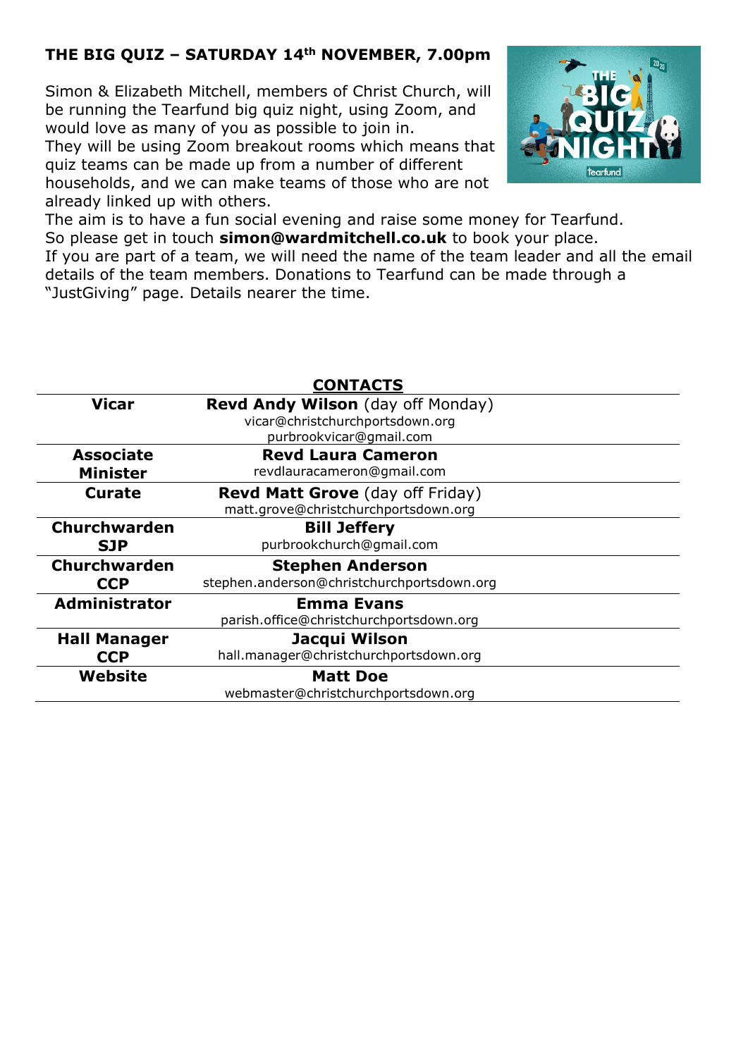## THE BIG QUIZ – SATURDAY 14th NOVEMBER, 7.00pm

Simon & Elizabeth Mitchell, members of Christ Church, will be running the Tearfund big quiz night, using Zoom, and would love as many of you as possible to join in.
They will be using Zoom breakout rooms which means that quiz teams can be made up from a number of different households, and we can make teams of those who are not already linked up with others.
The aim is to have a fun social evening and raise some money for Tearfund.
So please get in touch **simon@wardmitchell.co.uk** to book your place.
If you are part of a team, we will need the name of the team leader and all the email details of the team members. Donations to Tearfund can be made through a "JustGiving" page. Details nearer the time.

## CONTACTS

| | |
|---|---|
| **Vicar** | **Revd Andy Wilson** (day off Monday)<br>vicar@christchurchportsdown.org<br>purbrookvicar@gmail.com |
| **Associate Minister** | **Revd Laura Cameron**<br>revdlauracameron@gmail.com |
| **Curate** | **Revd Matt Grove** (day off Friday)<br>matt.grove@christchurchportsdown.org |
| **Churchwarden SJP** | **Bill Jeffery**<br>purbrookchurch@gmail.com |
| **Churchwarden CCP** | **Stephen Anderson**<br>stephen.anderson@christchurchportsdown.org |
| **Administrator** | **Emma Evans**<br>parish.office@christchurchportsdown.org |
| **Hall Manager CCP** | **Jacqui Wilson**<br>hall.manager@christchurchportsdown.org |
| **Website** | **Matt Doe**<br>webmaster@christchurchportsdown.org |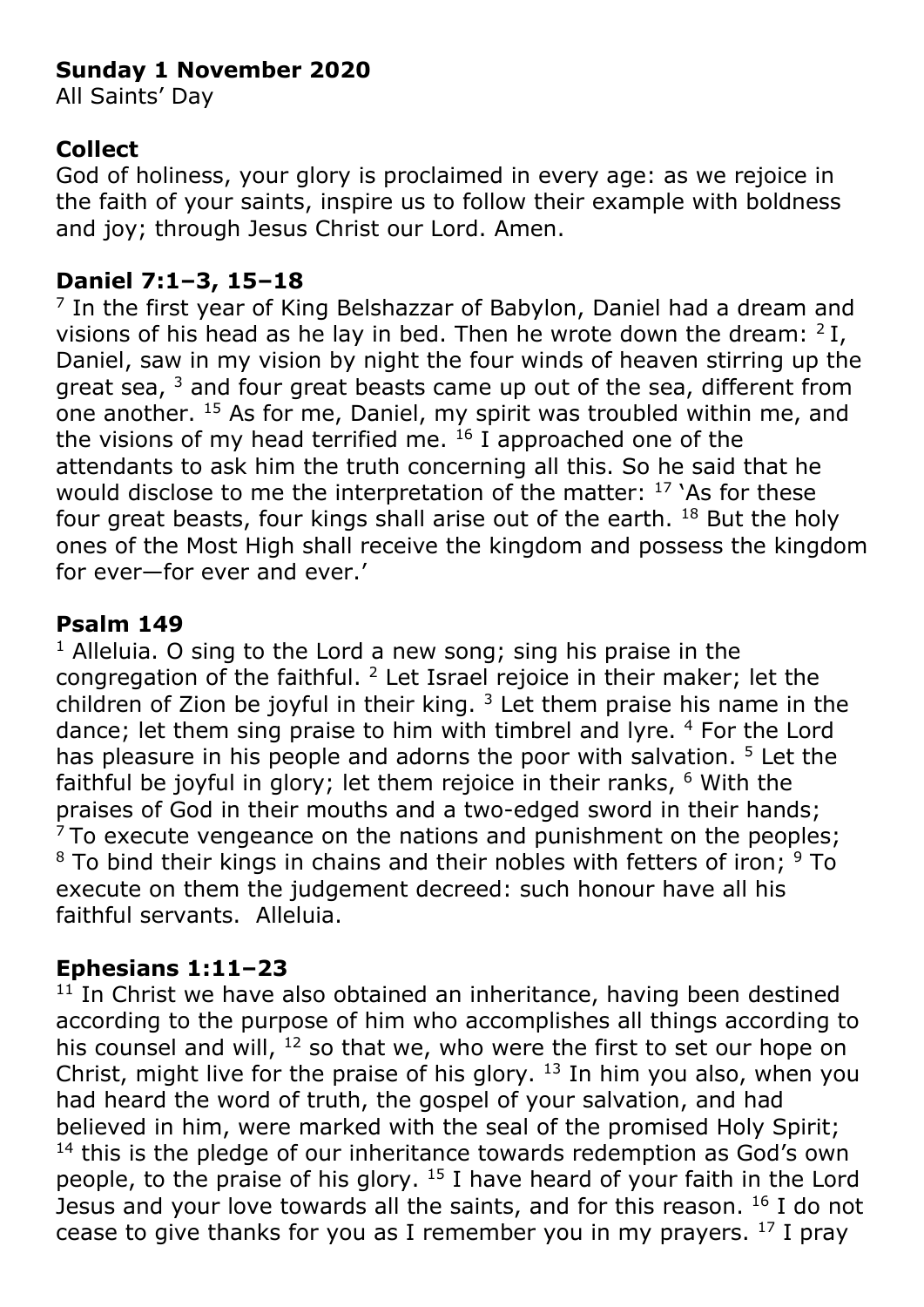**Sunday 1 November 2020**
All Saints' Day

**Collect**
God of holiness, your glory is proclaimed in every age: as we rejoice in the faith of your saints, inspire us to follow their example with boldness and joy; through Jesus Christ our Lord. Amen.

**Daniel 7:1–3, 15–18**
[7] In the first year of King Belshazzar of Babylon, Daniel had a dream and visions of his head as he lay in bed. Then he wrote down the dream: [2] I, Daniel, saw in my vision by night the four winds of heaven stirring up the great sea, [3] and four great beasts came up out of the sea, different from one another. [15] As for me, Daniel, my spirit was troubled within me, and the visions of my head terrified me. [16] I approached one of the attendants to ask him the truth concerning all this. So he said that he would disclose to me the interpretation of the matter: [17] 'As for these four great beasts, four kings shall arise out of the earth. [18] But the holy ones of the Most High shall receive the kingdom and possess the kingdom for ever—for ever and ever.'

**Psalm 149**
[1] Alleluia. O sing to the Lord a new song; sing his praise in the congregation of the faithful. [2] Let Israel rejoice in their maker; let the children of Zion be joyful in their king. [3] Let them praise his name in the dance; let them sing praise to him with timbrel and lyre. [4] For the Lord has pleasure in his people and adorns the poor with salvation. [5] Let the faithful be joyful in glory; let them rejoice in their ranks, [6] With the praises of God in their mouths and a two-edged sword in their hands; [7] To execute vengeance on the nations and punishment on the peoples; [8] To bind their kings in chains and their nobles with fetters of iron; [9] To execute on them the judgement decreed: such honour have all his faithful servants. Alleluia.

**Ephesians 1:11–23**
[11] In Christ we have also obtained an inheritance, having been destined according to the purpose of him who accomplishes all things according to his counsel and will, [12] so that we, who were the first to set our hope on Christ, might live for the praise of his glory. [13] In him you also, when you had heard the word of truth, the gospel of your salvation, and had believed in him, were marked with the seal of the promised Holy Spirit; [14] this is the pledge of our inheritance towards redemption as God's own people, to the praise of his glory. [15] I have heard of your faith in the Lord Jesus and your love towards all the saints, and for this reason. [16] I do not cease to give thanks for you as I remember you in my prayers. [17] I pray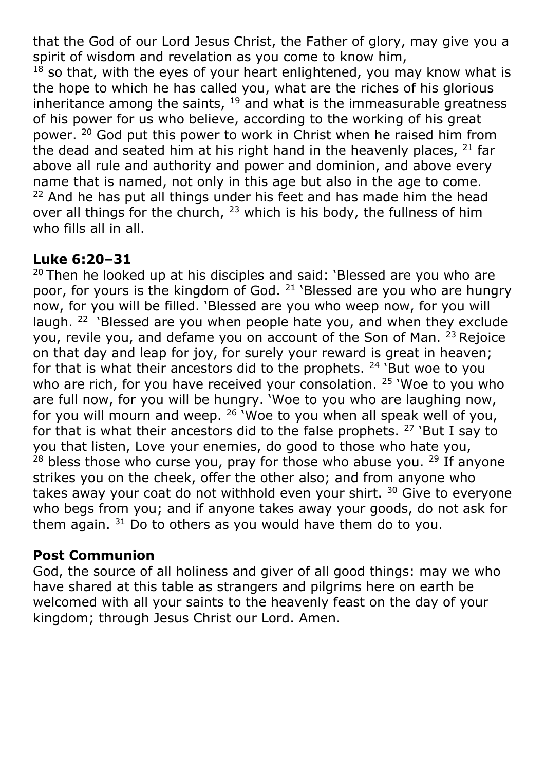that the God of our Lord Jesus Christ, the Father of glory, may give you a spirit of wisdom and revelation as you come to know him,
[18] so that, with the eyes of your heart enlightened, you may know what is the hope to which he has called you, what are the riches of his glorious inheritance among the saints, [19] and what is the immeasurable greatness of his power for us who believe, according to the working of his great power. [20] God put this power to work in Christ when he raised him from the dead and seated him at his right hand in the heavenly places, [21] far above all rule and authority and power and dominion, and above every name that is named, not only in this age but also in the age to come. [22] And he has put all things under his feet and has made him the head over all things for the church, [23] which is his body, the fullness of him who fills all in all.

**Luke 6:20–31**

[20] Then he looked up at his disciples and said: 'Blessed are you who are poor, for yours is the kingdom of God. [21] 'Blessed are you who are hungry now, for you will be filled. 'Blessed are you who weep now, for you will laugh. [22] 'Blessed are you when people hate you, and when they exclude you, revile you, and defame you on account of the Son of Man. [23] Rejoice on that day and leap for joy, for surely your reward is great in heaven; for that is what their ancestors did to the prophets. [24] 'But woe to you who are rich, for you have received your consolation. [25] 'Woe to you who are full now, for you will be hungry. 'Woe to you who are laughing now, for you will mourn and weep. [26] 'Woe to you when all speak well of you, for that is what their ancestors did to the false prophets. [27] 'But I say to you that listen, Love your enemies, do good to those who hate you, [28] bless those who curse you, pray for those who abuse you. [29] If anyone strikes you on the cheek, offer the other also; and from anyone who takes away your coat do not withhold even your shirt. [30] Give to everyone who begs from you; and if anyone takes away your goods, do not ask for them again. [31] Do to others as you would have them do to you.

**Post Communion**

God, the source of all holiness and giver of all good things: may we who have shared at this table as strangers and pilgrims here on earth be welcomed with all your saints to the heavenly feast on the day of your kingdom; through Jesus Christ our Lord. Amen.